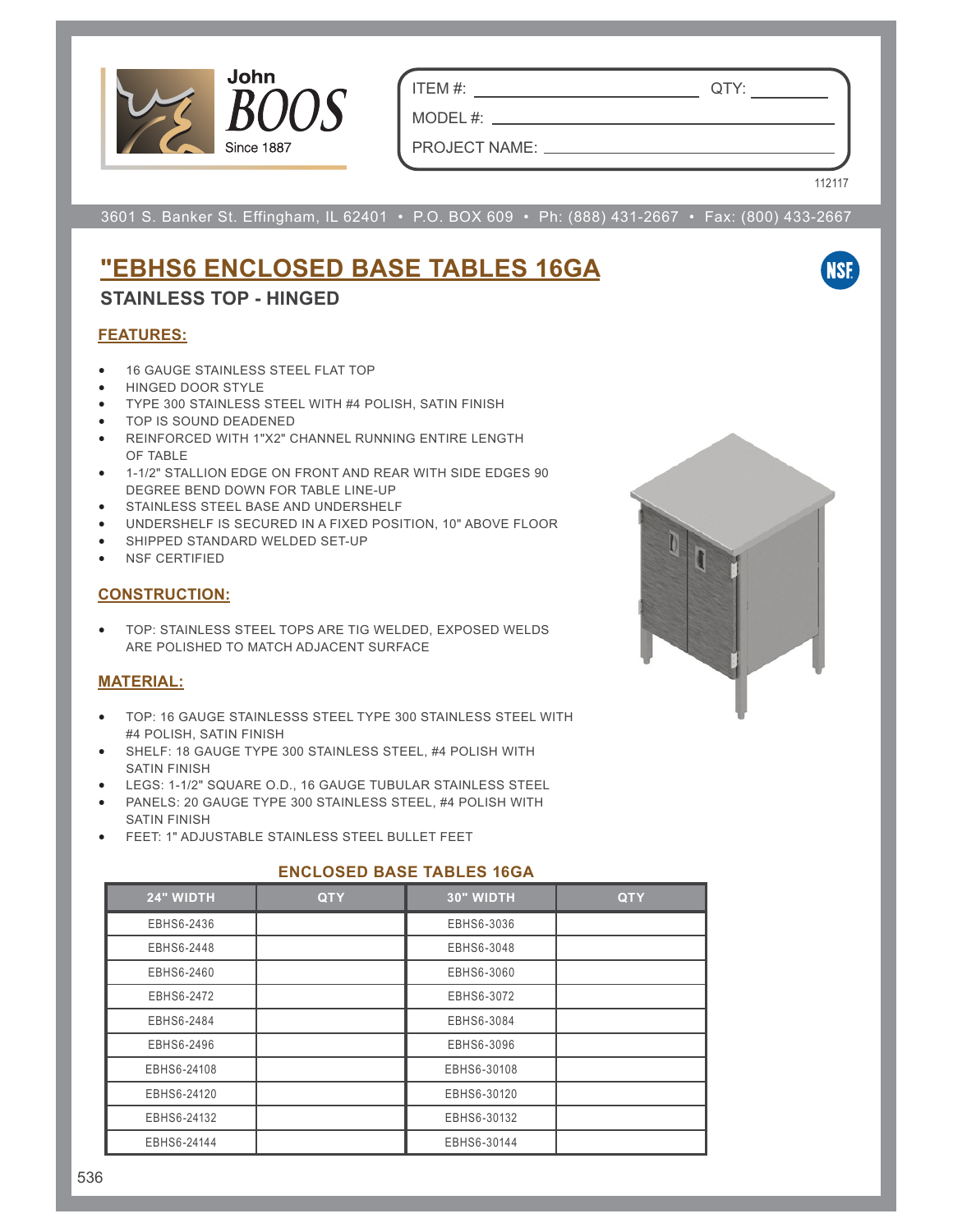John BOOS
Since 1887

ITEM #: ______________________ QTY: __________

MODEL #: ______________________________________

PROJECT NAME: _________________________________

112117

3601 S. Banker St. Effingham, IL 62401 • P.O. BOX 609 • Ph: (888) 431-2667 • Fax: (800) 433-2667

# "EBHS6 ENCLOSED BASE TABLES 16GA

## STAINLESS TOP - HINGED

### FEATURES:

- 16 GAUGE STAINLESS STEEL FLAT TOP
- HINGED DOOR STYLE
- TYPE 300 STAINLESS STEEL WITH #4 POLISH, SATIN FINISH
- TOP IS SOUND DEADENED
- REINFORCED WITH 1"X2" CHANNEL RUNNING ENTIRE LENGTH OF TABLE
- 1-1/2" STALLION EDGE ON FRONT AND REAR WITH SIDE EDGES 90 DEGREE BEND DOWN FOR TABLE LINE-UP
- STAINLESS STEEL BASE AND UNDERSHELF
- UNDERSHELF IS SECURED IN A FIXED POSITION, 10" ABOVE FLOOR
- SHIPPED STANDARD WELDED SET-UP
- NSF CERTIFIED

### CONSTRUCTION:

- TOP: STAINLESS STEEL TOPS ARE TIG WELDED, EXPOSED WELDS ARE POLISHED TO MATCH ADJACENT SURFACE

### MATERIAL:

- TOP: 16 GAUGE STAINLESSS STEEL TYPE 300 STAINLESS STEEL WITH #4 POLISH, SATIN FINISH
- SHELF: 18 GAUGE TYPE 300 STAINLESS STEEL, #4 POLISH WITH SATIN FINISH
- LEGS: 1-1/2" SQUARE O.D., 16 GAUGE TUBULAR STAINLESS STEEL
- PANELS: 20 GAUGE TYPE 300 STAINLESS STEEL, #4 POLISH WITH SATIN FINISH
- FEET: 1" ADJUSTABLE STAINLESS STEEL BULLET FEET

### ENCLOSED BASE TABLES 16GA

| 24" WIDTH | QTY | 30" WIDTH | QTY |
|---|---|---|---|
| EBHS6-2436 | | EBHS6-3036 | |
| EBHS6-2448 | | EBHS6-3048 | |
| EBHS6-2460 | | EBHS6-3060 | |
| EBHS6-2472 | | EBHS6-3072 | |
| EBHS6-2484 | | EBHS6-3084 | |
| EBHS6-2496 | | EBHS6-3096 | |
| EBHS6-24108 | | EBHS6-30108 | |
| EBHS6-24120 | | EBHS6-30120 | |
| EBHS6-24132 | | EBHS6-30132 | |
| EBHS6-24144 | | EBHS6-30144 | |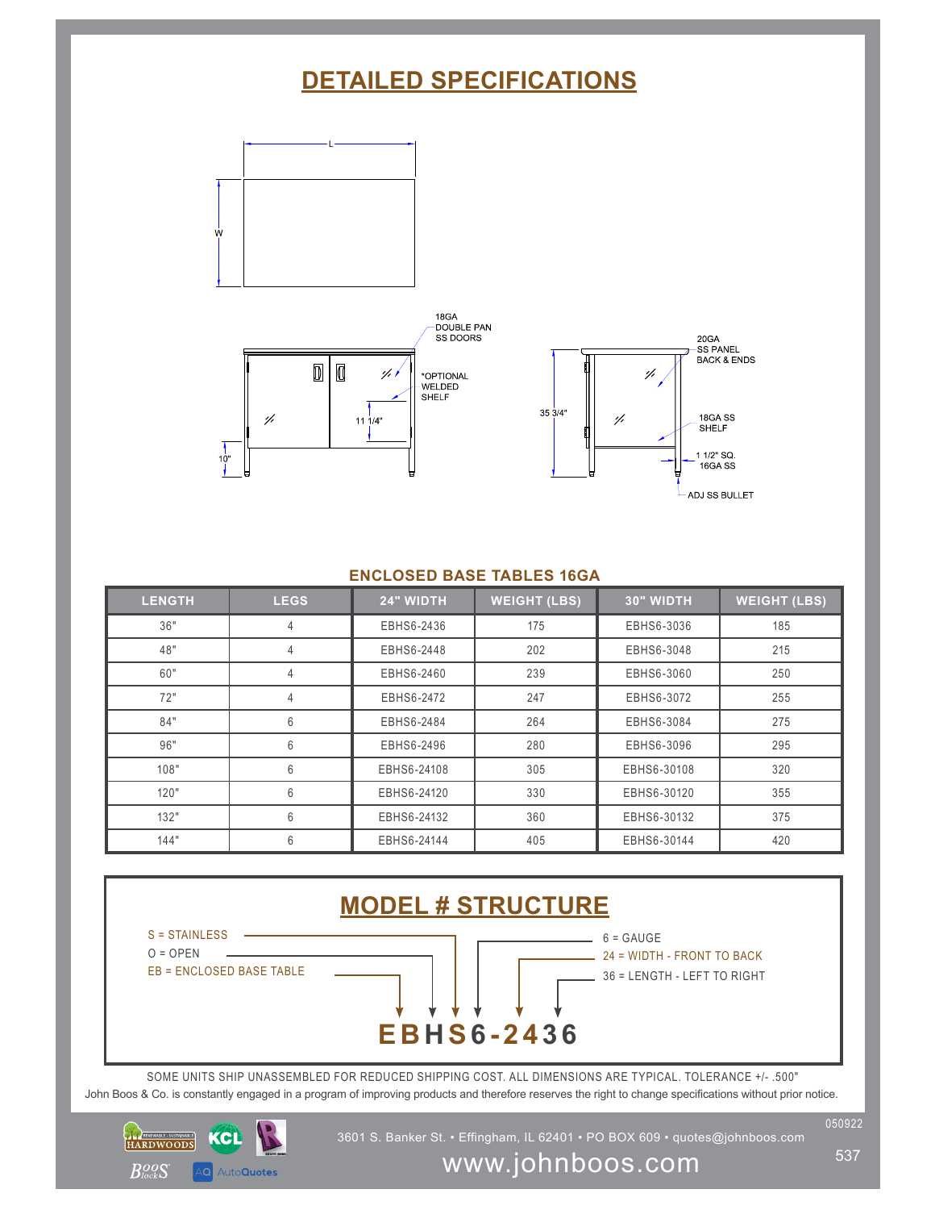# DETAILED SPECIFICATIONS

L
W

18GA DOUBLE PAN SS DOORS
*OPTIONAL WELDED SHELF
11 1/4"
10"

20GA SS PANEL BACK & ENDS
35 3/4"
18GA SS SHELF
1 1/2" SQ. 16GA SS
ADJ SS BULLET

### ENCLOSED BASE TABLES 16GA

| LENGTH | LEGS | 24" WIDTH | WEIGHT (LBS) | 30" WIDTH | WEIGHT (LBS) |
|---|---|---|---|---|---|
| 36" | 4 | EBHS6-2436 | 175 | EBHS6-3036 | 185 |
| 48" | 4 | EBHS6-2448 | 202 | EBHS6-3048 | 215 |
| 60" | 4 | EBHS6-2460 | 239 | EBHS6-3060 | 250 |
| 72" | 4 | EBHS6-2472 | 247 | EBHS6-3072 | 255 |
| 84" | 6 | EBHS6-2484 | 264 | EBHS6-3084 | 275 |
| 96" | 6 | EBHS6-2496 | 280 | EBHS6-3096 | 295 |
| 108" | 6 | EBHS6-24108 | 305 | EBHS6-30108 | 320 |
| 120" | 6 | EBHS6-24120 | 330 | EBHS6-30120 | 355 |
| 132" | 6 | EBHS6-24132 | 360 | EBHS6-30132 | 375 |
| 144" | 6 | EBHS6-24144 | 405 | EBHS6-30144 | 420 |

## MODEL # STRUCTURE

S = STAINLESS
O = OPEN
EB = ENCLOSED BASE TABLE

6 = GAUGE
24 = WIDTH - FRONT TO BACK
36 = LENGTH - LEFT TO RIGHT

**EBHS6-2436**

SOME UNITS SHIP UNASSEMBLED FOR REDUCED SHIPPING COST. ALL DIMENSIONS ARE TYPICAL. TOLERANCE +/- .500"

John Boos & Co. is constantly engaged in a program of improving products and therefore reserves the right to change specifications without prior notice.

3601 S. Banker St. • Effingham, IL 62401 • PO BOX 609 • quotes@johnboos.com

www.johnboos.com

050922